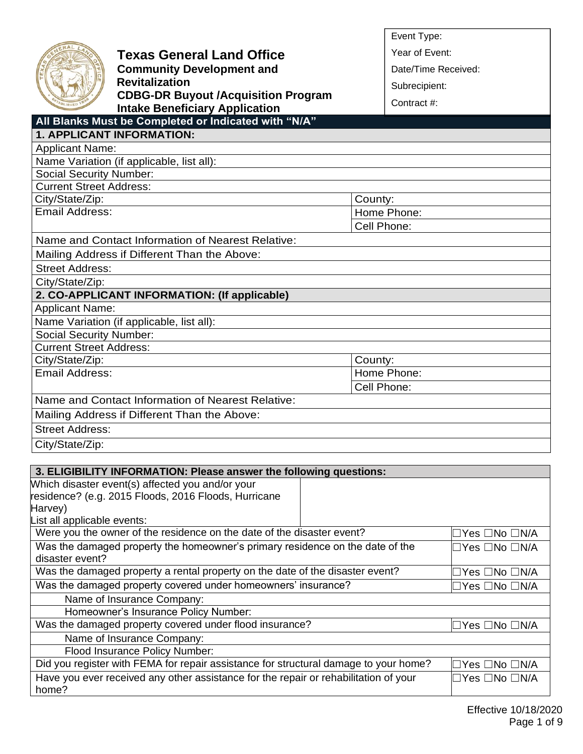# Texas General Land Office

**Community Development and Revitalization**
**CDBG-DR Buyout /Acquisition Program**
**Intake Beneficiary Application**

| |
|---|
| Event Type: |
| Year of Event: |
| Date/Time Received: |
| Subrecipient: |
| Contract #: |

**All Blanks Must be Completed or Indicated with "N/A"**

| **1. APPLICANT INFORMATION:** | |
|---|---|
| Applicant Name: | |
| Name Variation (if applicable, list all): | |
| Social Security Number: | |
| Current Street Address: | |
| City/State/Zip: | County: |
| Email Address: | Home Phone: |
| | Cell Phone: |
| Name and Contact Information of Nearest Relative: | |
| Mailing Address if Different Than the Above: | |
| Street Address: | |
| City/State/Zip: | |

| **2. CO-APPLICANT INFORMATION: (If applicable)** | |
|---|---|
| Applicant Name: | |
| Name Variation (if applicable, list all): | |
| Social Security Number: | |
| Current Street Address: | |
| City/State/Zip: | County: |
| Email Address: | Home Phone: |
| | Cell Phone: |
| Name and Contact Information of Nearest Relative: | |
| Mailing Address if Different Than the Above: | |
| Street Address: | |
| City/State/Zip: | |

| **3. ELIGIBILITY INFORMATION: Please answer the following questions:** | |
|---|---|
| Which disaster event(s) affected you and/or your residence? (e.g. 2015 Floods, 2016 Floods, Hurricane Harvey) List all applicable events: | |
| Were you the owner of the residence on the date of the disaster event? | ☐Yes ☐No ☐N/A |
| Was the damaged property the homeowner's primary residence on the date of the disaster event? | ☐Yes ☐No ☐N/A |
| Was the damaged property a rental property on the date of the disaster event? | ☐Yes ☐No ☐N/A |
| Was the damaged property covered under homeowners' insurance? | ☐Yes ☐No ☐N/A |
| Name of Insurance Company: | |
| Homeowner's Insurance Policy Number: | |
| Was the damaged property covered under flood insurance? | ☐Yes ☐No ☐N/A |
| Name of Insurance Company: | |
| Flood Insurance Policy Number: | |
| Did you register with FEMA for repair assistance for structural damage to your home? | ☐Yes ☐No ☐N/A |
| Have you ever received any other assistance for the repair or rehabilitation of your home? | ☐Yes ☐No ☐N/A |

Effective 10/18/2020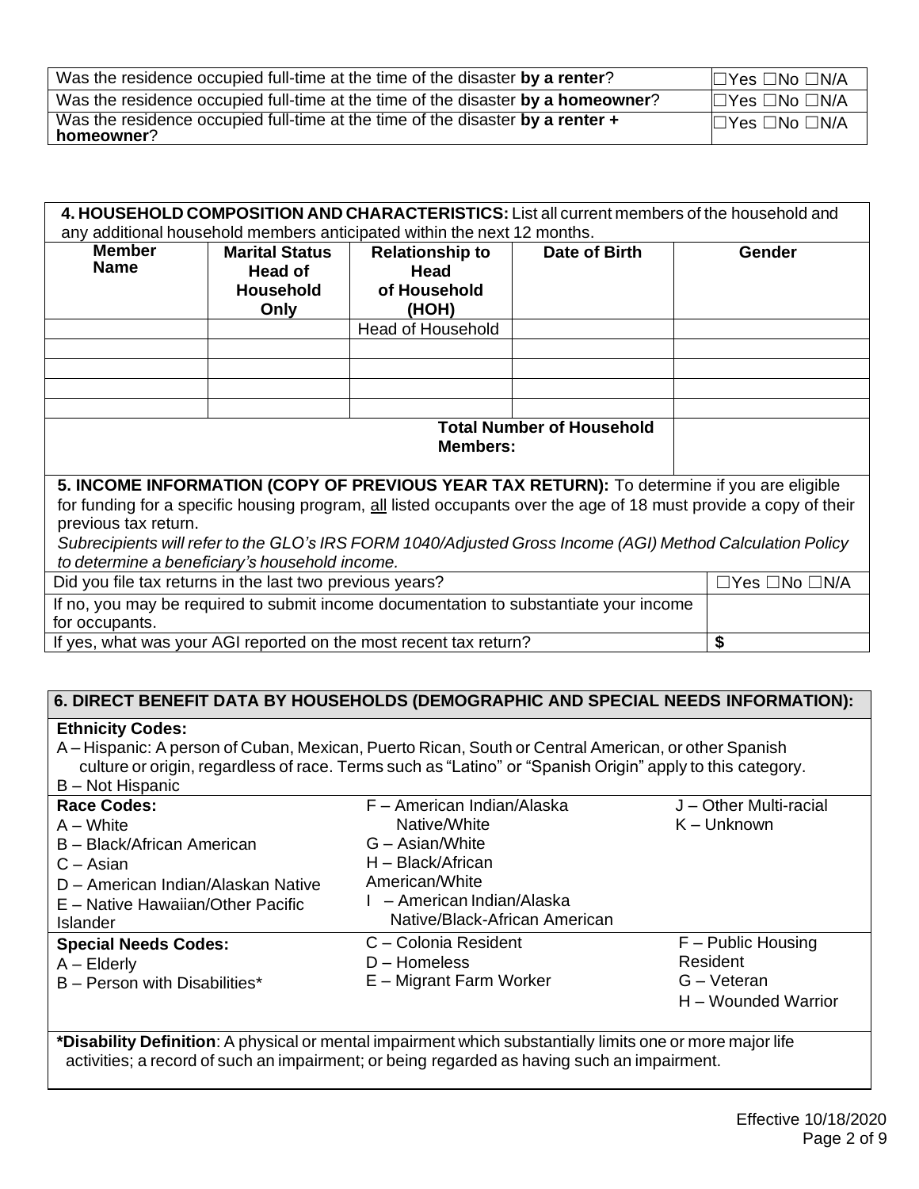| | |
|---|---|
| Was the residence occupied full-time at the time of the disaster **by a renter**? | ☐Yes ☐No ☐N/A |
| Was the residence occupied full-time at the time of the disaster **by a homeowner**? | ☐Yes ☐No ☐N/A |
| Was the residence occupied full-time at the time of the disaster **by a renter + homeowner**? | ☐Yes ☐No ☐N/A |

**4. HOUSEHOLD COMPOSITION AND CHARACTERISTICS:** List all current members of the household and any additional household members anticipated within the next 12 months.

| Member Name | Marital Status Head of Household Only | Relationship to Head of Household (HOH) | Date of Birth | Gender |
|---|---|---|---|---|
| | | Head of Household | | |
| | | | | |
| | | | | |
| | | | | |
| | | | | |
| | | | **Total Number of Household Members:** | |

**5. INCOME INFORMATION (COPY OF PREVIOUS YEAR TAX RETURN):** To determine if you are eligible for funding for a specific housing program, all listed occupants over the age of 18 must provide a copy of their previous tax return.

*Subrecipients will refer to the GLO's IRS FORM 1040/Adjusted Gross Income (AGI) Method Calculation Policy to determine a beneficiary's household income.*

| | |
|---|---|
| Did you file tax returns in the last two previous years? | ☐Yes ☐No ☐N/A |
| If no, you may be required to submit income documentation to substantiate your income for occupants. | |
| If yes, what was your AGI reported on the most recent tax return? | **$** |

**6. DIRECT BENEFIT DATA BY HOUSEHOLDS (DEMOGRAPHIC AND SPECIAL NEEDS INFORMATION):**

**Ethnicity Codes:**

A – Hispanic: A person of Cuban, Mexican, Puerto Rican, South or Central American, or other Spanish culture or origin, regardless of race. Terms such as "Latino" or "Spanish Origin" apply to this category.
B – Not Hispanic

**Race Codes:**

- A – White
- B – Black/African American
- C – Asian
- D – American Indian/Alaskan Native
- E – Native Hawaiian/Other Pacific Islander
- F – American Indian/Alaska Native/White
- G – Asian/White
- H – Black/African American/White
- I – American Indian/Alaska Native/Black-African American
- J – Other Multi-racial
- K – Unknown

**Special Needs Codes:**

- A – Elderly
- B – Person with Disabilities*
- C – Colonia Resident
- D – Homeless
- E – Migrant Farm Worker
- F – Public Housing Resident
- G – Veteran
- H – Wounded Warrior

***Disability Definition**: A physical or mental impairment which substantially limits one or more major life activities; a record of such an impairment; or being regarded as having such an impairment.

Effective 10/18/2020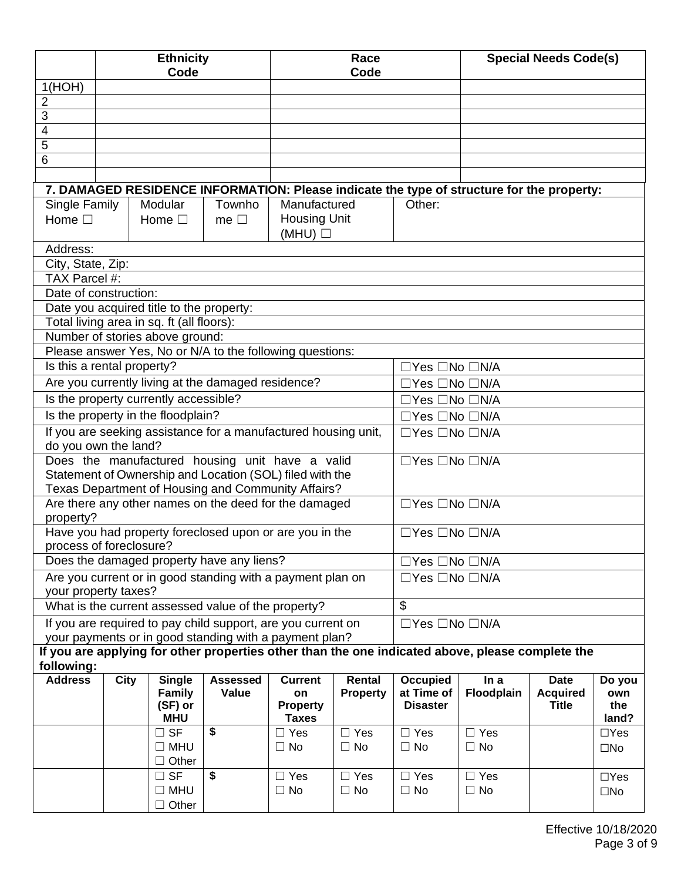| | Ethnicity Code | Race Code | Special Needs Code(s) |
|---|---|---|---|
| 1(HOH) | | | |
| 2 | | | |
| 3 | | | |
| 4 | | | |
| 5 | | | |
| 6 | | | |
| | | | |

**7. DAMAGED RESIDENCE INFORMATION: Please indicate the type of structure for the property:**

| Single Family Home ☐ | Modular Home ☐ | Townhome ☐ | Manufactured Housing Unit (MHU) ☐ | Other: |
|---|---|---|---|---|

| | |
|---|---|
| Address: | |
| City, State, Zip: | |
| TAX Parcel #: | |
| Date of construction: | |
| Date you acquired title to the property: | |
| Total living area in sq. ft (all floors): | |
| Number of stories above ground: | |
| Please answer Yes, No or N/A to the following questions: | |
| Is this a rental property? | ☐Yes ☐No ☐N/A |
| Are you currently living at the damaged residence? | ☐Yes ☐No ☐N/A |
| Is the property currently accessible? | ☐Yes ☐No ☐N/A |
| Is the property in the floodplain? | ☐Yes ☐No ☐N/A |
| If you are seeking assistance for a manufactured housing unit, do you own the land? | ☐Yes ☐No ☐N/A |
| Does the manufactured housing unit have a valid Statement of Ownership and Location (SOL) filed with the Texas Department of Housing and Community Affairs? | ☐Yes ☐No ☐N/A |
| Are there any other names on the deed for the damaged property? | ☐Yes ☐No ☐N/A |
| Have you had property foreclosed upon or are you in the process of foreclosure? | ☐Yes ☐No ☐N/A |
| Does the damaged property have any liens? | ☐Yes ☐No ☐N/A |
| Are you current or in good standing with a payment plan on your property taxes? | ☐Yes ☐No ☐N/A |
| What is the current assessed value of the property? | $ |
| If you are required to pay child support, are you current on your payments or in good standing with a payment plan? | ☐Yes ☐No ☐N/A |

**If you are applying for other properties other than the one indicated above, please complete the following:**

| Address | City | Single Family (SF) or MHU | Assessed Value | Current on Property Taxes | Rental Property | Occupied at Time of Disaster | In a Floodplain | Date Acquired Title | Do you own the land? |
|---|---|---|---|---|---|---|---|---|---|
| | | ☐ SF ☐ MHU ☐ Other | $ | ☐ Yes ☐ No | ☐ Yes ☐ No | ☐ Yes ☐ No | ☐ Yes ☐ No | | ☐Yes ☐No |
| | | ☐ SF ☐ MHU ☐ Other | $ | ☐ Yes ☐ No | ☐ Yes ☐ No | ☐ Yes ☐ No | ☐ Yes ☐ No | | ☐Yes ☐No |

Effective 10/18/2020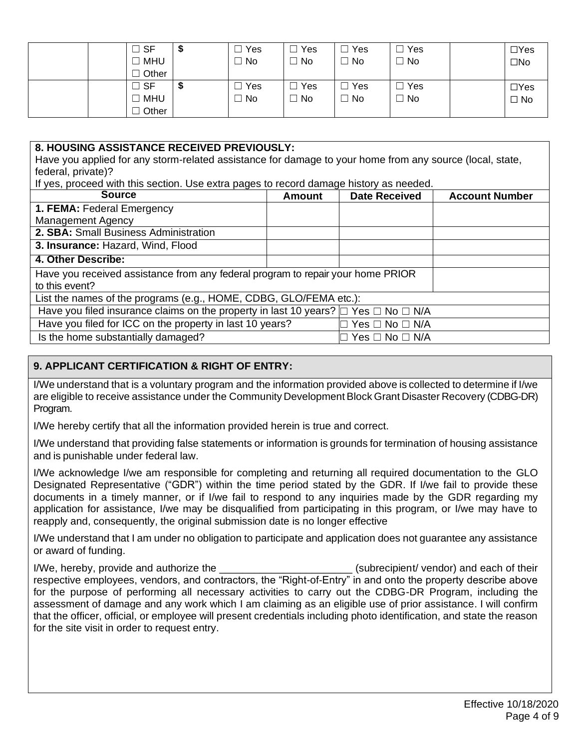| | | ☐ SF<br>☐ MHU<br>☐ Other | $ | ☐ Yes<br>☐ No | ☐ Yes<br>☐ No | ☐ Yes<br>☐ No | ☐ Yes<br>☐ No | | ☐Yes<br>☐No |
|---|---|---|---|---|---|---|---|---|---|
| | | ☐ SF<br>☐ MHU<br>☐ Other | $ | ☐ Yes<br>☐ No | ☐ Yes<br>☐ No | ☐ Yes<br>☐ No | ☐ Yes<br>☐ No | | ☐Yes<br>☐ No |

**8. HOUSING ASSISTANCE RECEIVED PREVIOUSLY:**

Have you applied for any storm-related assistance for damage to your home from any source (local, state, federal, private)?

If yes, proceed with this section. Use extra pages to record damage history as needed.

| Source | Amount | Date Received | Account Number |
|---|---|---|---|
| **1. FEMA:** Federal Emergency Management Agency | | | |
| **2. SBA:** Small Business Administration | | | |
| **3. Insurance:** Hazard, Wind, Flood | | | |
| **4. Other Describe:** | | | |
| Have you received assistance from any federal program to repair your home PRIOR to this event? | | | |
| List the names of the programs (e.g., HOME, CDBG, GLO/FEMA etc.): | | | |
| Have you filed insurance claims on the property in last 10 years? | ☐ Yes ☐ No ☐ N/A | | |
| Have you filed for ICC on the property in last 10 years? | ☐ Yes ☐ No ☐ N/A | | |
| Is the home substantially damaged? | ☐ Yes ☐ No ☐ N/A | | |

**9. APPLICANT CERTIFICATION & RIGHT OF ENTRY:**

I/We understand that is a voluntary program and the information provided above is collected to determine if I/we are eligible to receive assistance under the Community Development Block Grant Disaster Recovery (CDBG-DR) Program.

I/We hereby certify that all the information provided herein is true and correct.

I/We understand that providing false statements or information is grounds for termination of housing assistance and is punishable under federal law.

I/We acknowledge I/we am responsible for completing and returning all required documentation to the GLO Designated Representative ("GDR") within the time period stated by the GDR. If I/we fail to provide these documents in a timely manner, or if I/we fail to respond to any inquiries made by the GDR regarding my application for assistance, I/we may be disqualified from participating in this program, or I/we may have to reapply and, consequently, the original submission date is no longer effective

I/We understand that I am under no obligation to participate and application does not guarantee any assistance or award of funding.

I/We, hereby, provide and authorize the ______________________ (subrecipient/ vendor) and each of their respective employees, vendors, and contractors, the "Right-of-Entry" in and onto the property describe above for the purpose of performing all necessary activities to carry out the CDBG-DR Program, including the assessment of damage and any work which I am claiming as an eligible use of prior assistance. I will confirm that the officer, official, or employee will present credentials including photo identification, and state the reason for the site visit in order to request entry.

Effective 10/18/2020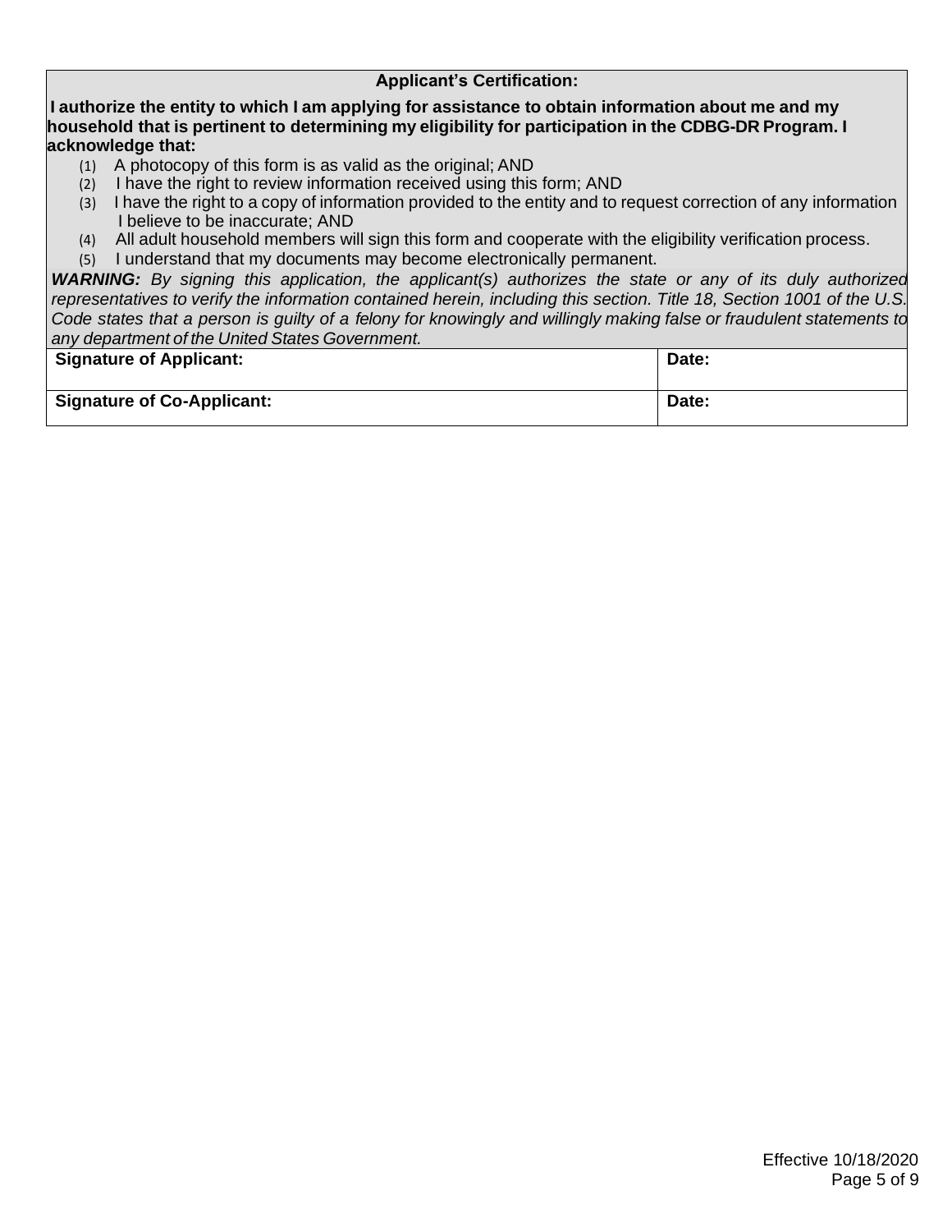**Applicant's Certification:**

**I authorize the entity to which I am applying for assistance to obtain information about me and my household that is pertinent to determining my eligibility for participation in the CDBG-DR Program. I acknowledge that:**

(1) A photocopy of this form is as valid as the original; AND
(2) I have the right to review information received using this form; AND
(3) I have the right to a copy of information provided to the entity and to request correction of any information I believe to be inaccurate; AND
(4) All adult household members will sign this form and cooperate with the eligibility verification process.
(5) I understand that my documents may become electronically permanent.

***WARNING:*** *By signing this application, the applicant(s) authorizes the state or any of its duly authorized representatives to verify the information contained herein, including this section. Title 18, Section 1001 of the U.S. Code states that a person is guilty of a felony for knowingly and willingly making false or fraudulent statements to any department of the United States Government.*

| **Signature of Applicant:** | **Date:** |
| --- | --- |
| **Signature of Co-Applicant:** | **Date:** |

Effective 10/18/2020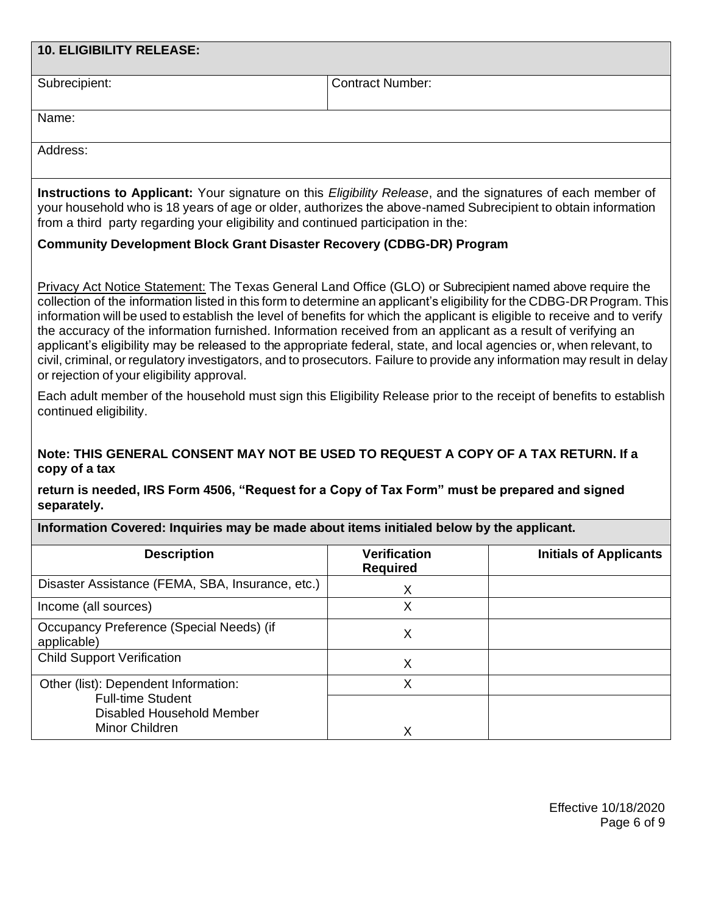## 10. ELIGIBILITY RELEASE:

| Subrecipient: | Contract Number: |
|---|---|
| Name: | |
| Address: | |

**Instructions to Applicant:** Your signature on this *Eligibility Release*, and the signatures of each member of your household who is 18 years of age or older, authorizes the above-named Subrecipient to obtain information from a third party regarding your eligibility and continued participation in the:

**Community Development Block Grant Disaster Recovery (CDBG-DR) Program**

Privacy Act Notice Statement: The Texas General Land Office (GLO) or Subrecipient named above require the collection of the information listed in this form to determine an applicant's eligibility for the CDBG-DR Program. This information will be used to establish the level of benefits for which the applicant is eligible to receive and to verify the accuracy of the information furnished. Information received from an applicant as a result of verifying an applicant's eligibility may be released to the appropriate federal, state, and local agencies or, when relevant, to civil, criminal, or regulatory investigators, and to prosecutors. Failure to provide any information may result in delay or rejection of your eligibility approval.

Each adult member of the household must sign this Eligibility Release prior to the receipt of benefits to establish continued eligibility.

**Note: THIS GENERAL CONSENT MAY NOT BE USED TO REQUEST A COPY OF A TAX RETURN. If a copy of a tax**

**return is needed, IRS Form 4506, "Request for a Copy of Tax Form" must be prepared and signed separately.**

**Information Covered: Inquiries may be made about items initialed below by the applicant.**

| Description | Verification Required | Initials of Applicants |
|---|---|---|
| Disaster Assistance (FEMA, SBA, Insurance, etc.) | X | |
| Income (all sources) | X | |
| Occupancy Preference (Special Needs) (if applicable) | X | |
| Child Support Verification | X | |
| Other (list): Dependent Information: | X | |
| Full-time Student<br>Disabled Household Member<br>Minor Children | X | |

Effective 10/18/2020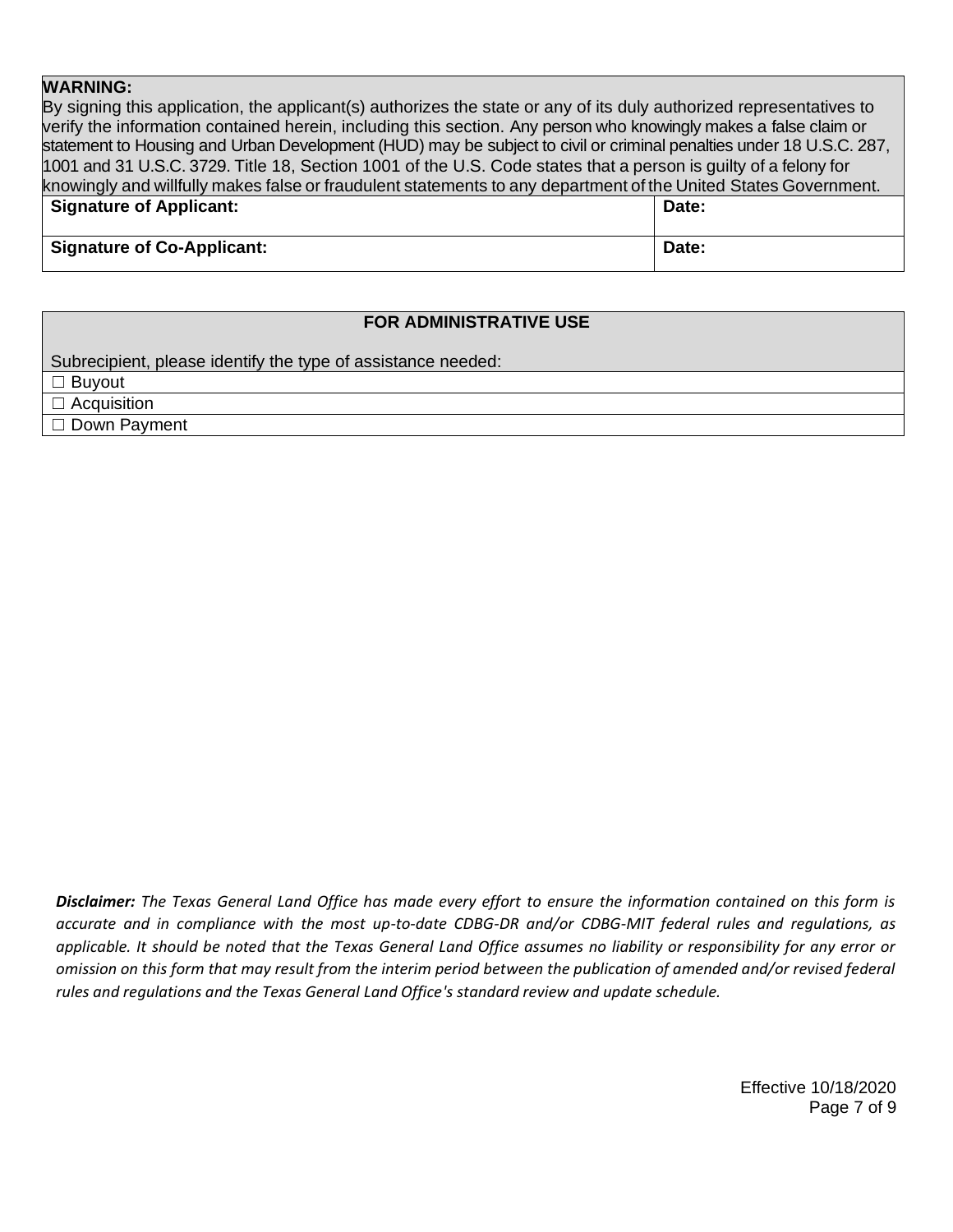**WARNING:**
By signing this application, the applicant(s) authorizes the state or any of its duly authorized representatives to verify the information contained herein, including this section. Any person who knowingly makes a false claim or statement to Housing and Urban Development (HUD) may be subject to civil or criminal penalties under 18 U.S.C. 287, 1001 and 31 U.S.C. 3729. Title 18, Section 1001 of the U.S. Code states that a person is guilty of a felony for knowingly and willfully makes false or fraudulent statements to any department of the United States Government.

| **Signature of Applicant:** | **Date:** |
|---|---|
| **Signature of Co-Applicant:** | **Date:** |

| **FOR ADMINISTRATIVE USE** |
|---|
| Subrecipient, please identify the type of assistance needed: |
| ☐ Buyout |
| ☐ Acquisition |
| ☐ Down Payment |

***Disclaimer:*** *The Texas General Land Office has made every effort to ensure the information contained on this form is accurate and in compliance with the most up-to-date CDBG-DR and/or CDBG-MIT federal rules and regulations, as applicable. It should be noted that the Texas General Land Office assumes no liability or responsibility for any error or omission on this form that may result from the interim period between the publication of amended and/or revised federal rules and regulations and the Texas General Land Office's standard review and update schedule.*

Effective 10/18/2020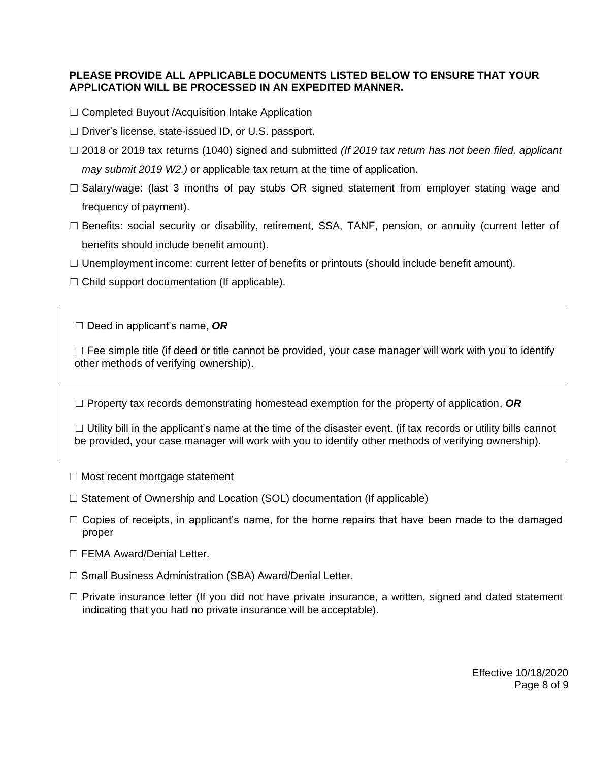**PLEASE PROVIDE ALL APPLICABLE DOCUMENTS LISTED BELOW TO ENSURE THAT YOUR APPLICATION WILL BE PROCESSED IN AN EXPEDITED MANNER.**

- ☐ Completed Buyout /Acquisition Intake Application
- ☐ Driver's license, state-issued ID, or U.S. passport.
- ☐ 2018 or 2019 tax returns (1040) signed and submitted *(If 2019 tax return has not been filed, applicant may submit 2019 W2.)* or applicable tax return at the time of application.
- ☐ Salary/wage: (last 3 months of pay stubs OR signed statement from employer stating wage and frequency of payment).
- ☐ Benefits: social security or disability, retirement, SSA, TANF, pension, or annuity (current letter of benefits should include benefit amount).
- ☐ Unemployment income: current letter of benefits or printouts (should include benefit amount).
- ☐ Child support documentation (If applicable).

---

☐ Deed in applicant's name, ***OR***

☐ Fee simple title (if deed or title cannot be provided, your case manager will work with you to identify other methods of verifying ownership).

---

☐ Property tax records demonstrating homestead exemption for the property of application, ***OR***

☐ Utility bill in the applicant's name at the time of the disaster event. (if tax records or utility bills cannot be provided, your case manager will work with you to identify other methods of verifying ownership).

---

- ☐ Most recent mortgage statement
- ☐ Statement of Ownership and Location (SOL) documentation (If applicable)
- ☐ Copies of receipts, in applicant's name, for the home repairs that have been made to the damaged proper
- ☐ FEMA Award/Denial Letter.
- ☐ Small Business Administration (SBA) Award/Denial Letter.
- ☐ Private insurance letter (If you did not have private insurance, a written, signed and dated statement indicating that you had no private insurance will be acceptable).

Effective 10/18/2020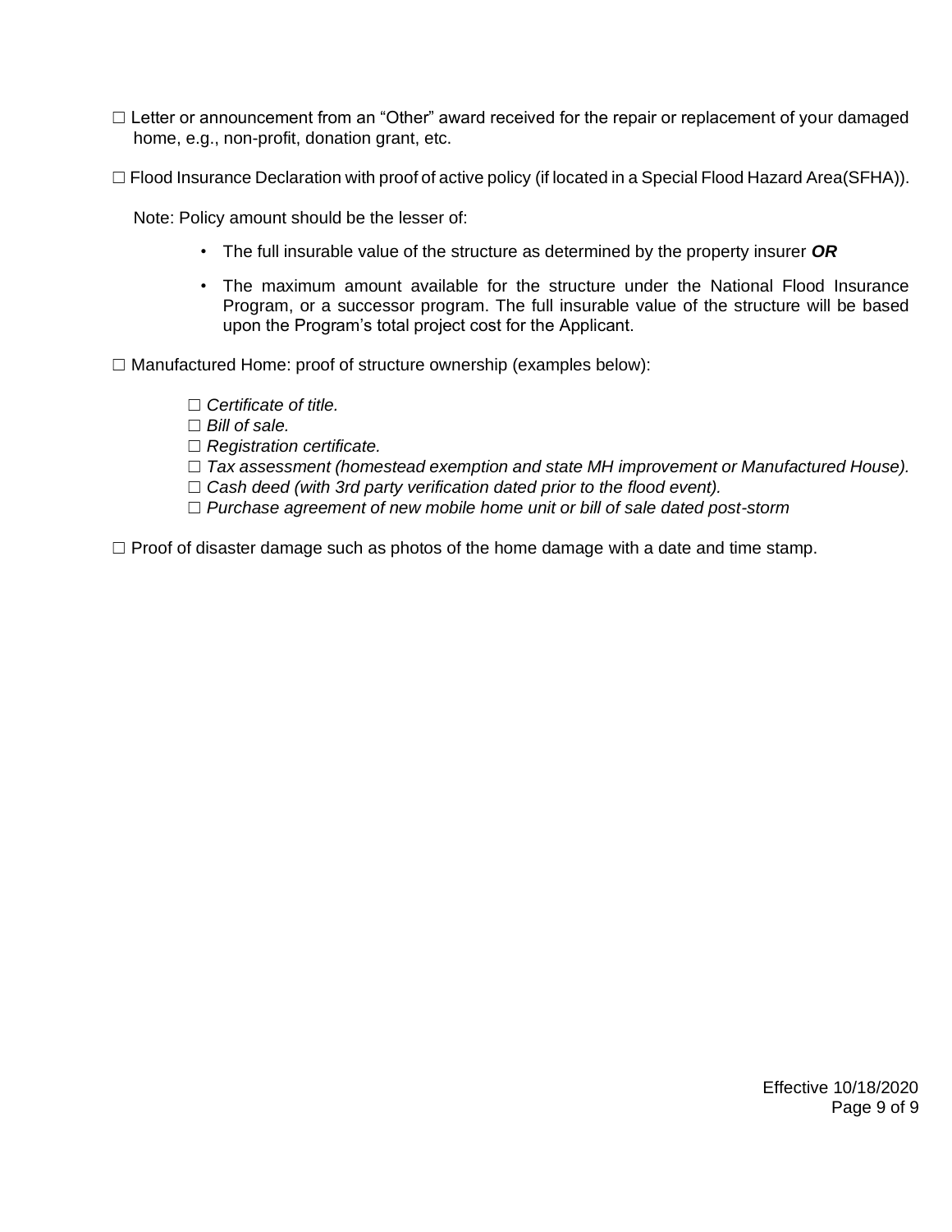☐ Letter or announcement from an "Other" award received for the repair or replacement of your damaged home, e.g., non-profit, donation grant, etc.

☐ Flood Insurance Declaration with proof of active policy (if located in a Special Flood Hazard Area(SFHA)).

Note: Policy amount should be the lesser of:

- The full insurable value of the structure as determined by the property insurer ***OR***
- The maximum amount available for the structure under the National Flood Insurance Program, or a successor program. The full insurable value of the structure will be based upon the Program's total project cost for the Applicant.

☐ Manufactured Home: proof of structure ownership (examples below):

☐ *Certificate of title.*
☐ *Bill of sale.*
☐ *Registration certificate.*
☐ *Tax assessment (homestead exemption and state MH improvement or Manufactured House).*
☐ *Cash deed (with 3rd party verification dated prior to the flood event).*
☐ *Purchase agreement of new mobile home unit or bill of sale dated post-storm*

☐ Proof of disaster damage such as photos of the home damage with a date and time stamp.

Effective 10/18/2020